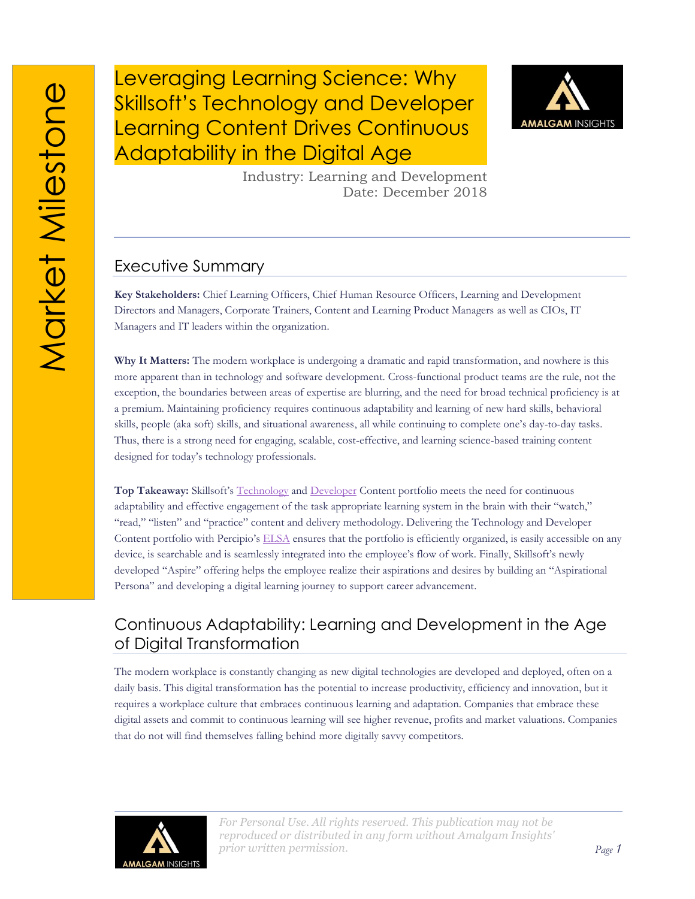Market Milestone

# Leveraging Learning Science: Why Skillsoft's Technology and Developer Learning Content Drives Continuous Adaptability in the Digital Age

Industry: Learning and Development
Date: December 2018

## Executive Summary

**Key Stakeholders:** Chief Learning Officers, Chief Human Resource Officers, Learning and Development Directors and Managers, Corporate Trainers, Content and Learning Product Managers as well as CIOs, IT Managers and IT leaders within the organization.

**Why It Matters:** The modern workplace is undergoing a dramatic and rapid transformation, and nowhere is this more apparent than in technology and software development. Cross-functional product teams are the rule, not the exception, the boundaries between areas of expertise are blurring, and the need for broad technical proficiency is at a premium. Maintaining proficiency requires continuous adaptability and learning of new hard skills, behavioral skills, people (aka soft) skills, and situational awareness, all while continuing to complete one's day-to-day tasks. Thus, there is a strong need for engaging, scalable, cost-effective, and learning science-based training content designed for today's technology professionals.

**Top Takeaway:** Skillsoft's Technology and Developer Content portfolio meets the need for continuous adaptability and effective engagement of the task appropriate learning system in the brain with their "watch," "read," "listen" and "practice" content and delivery methodology. Delivering the Technology and Developer Content portfolio with Percipio's ELSA ensures that the portfolio is efficiently organized, is easily accessible on any device, is searchable and is seamlessly integrated into the employee's flow of work. Finally, Skillsoft's newly developed "Aspire" offering helps the employee realize their aspirations and desires by building an "Aspirational Persona" and developing a digital learning journey to support career advancement.

## Continuous Adaptability: Learning and Development in the Age of Digital Transformation

The modern workplace is constantly changing as new digital technologies are developed and deployed, often on a daily basis. This digital transformation has the potential to increase productivity, efficiency and innovation, but it requires a workplace culture that embraces continuous learning and adaptation. Companies that embrace these digital assets and commit to continuous learning will see higher revenue, profits and market valuations. Companies that do not will find themselves falling behind more digitally savvy competitors.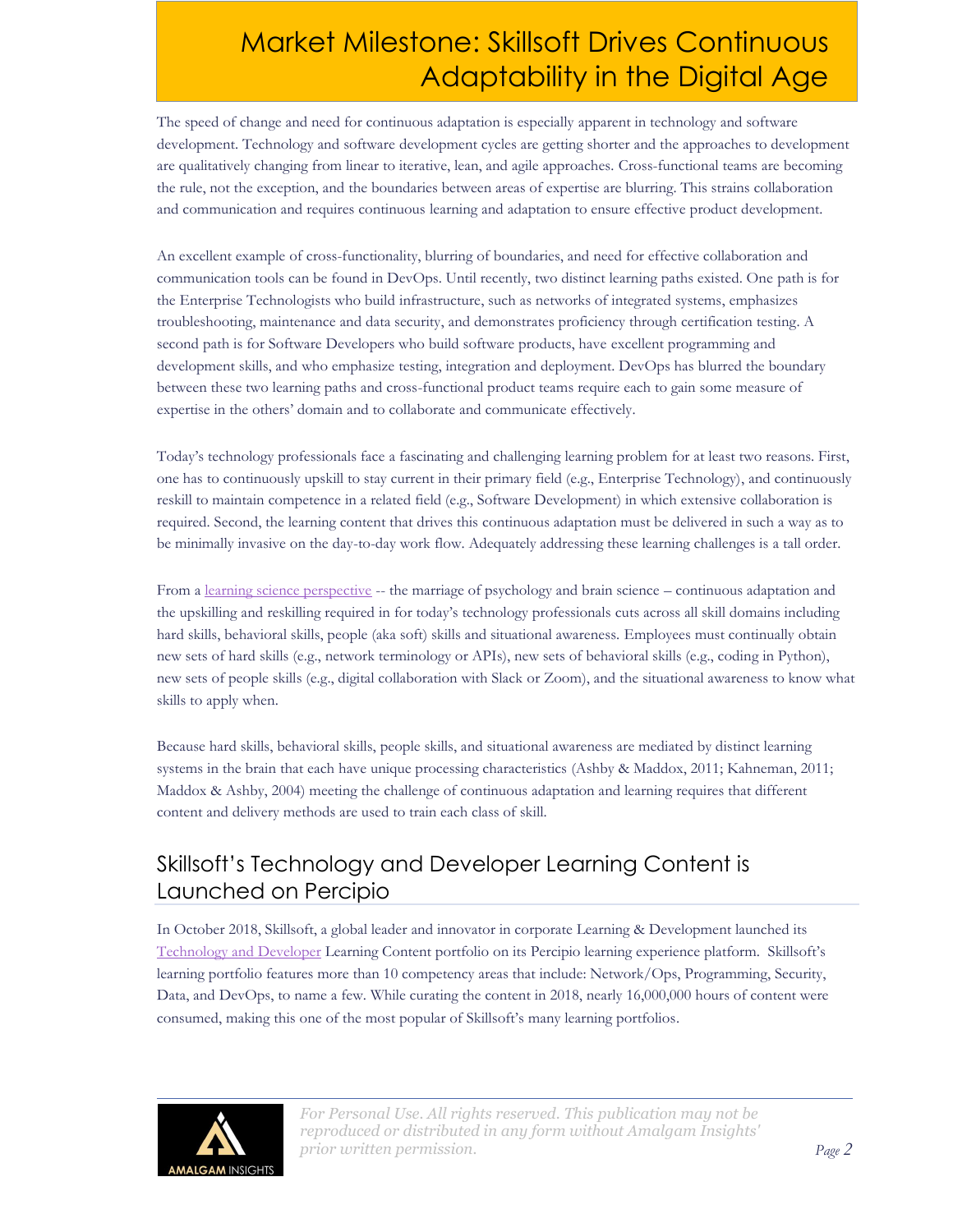# Market Milestone: Skillsoft Drives Continuous Adaptability in the Digital Age

The speed of change and need for continuous adaptation is especially apparent in technology and software development. Technology and software development cycles are getting shorter and the approaches to development are qualitatively changing from linear to iterative, lean, and agile approaches. Cross-functional teams are becoming the rule, not the exception, and the boundaries between areas of expertise are blurring. This strains collaboration and communication and requires continuous learning and adaptation to ensure effective product development.

An excellent example of cross-functionality, blurring of boundaries, and need for effective collaboration and communication tools can be found in DevOps. Until recently, two distinct learning paths existed. One path is for the Enterprise Technologists who build infrastructure, such as networks of integrated systems, emphasizes troubleshooting, maintenance and data security, and demonstrates proficiency through certification testing. A second path is for Software Developers who build software products, have excellent programming and development skills, and who emphasize testing, integration and deployment. DevOps has blurred the boundary between these two learning paths and cross-functional product teams require each to gain some measure of expertise in the others' domain and to collaborate and communicate effectively.

Today's technology professionals face a fascinating and challenging learning problem for at least two reasons. First, one has to continuously upskill to stay current in their primary field (e.g., Enterprise Technology), and continuously reskill to maintain competence in a related field (e.g., Software Development) in which extensive collaboration is required. Second, the learning content that drives this continuous adaptation must be delivered in such a way as to be minimally invasive on the day-to-day work flow. Adequately addressing these learning challenges is a tall order.

From a learning science perspective -- the marriage of psychology and brain science – continuous adaptation and the upskilling and reskilling required in for today's technology professionals cuts across all skill domains including hard skills, behavioral skills, people (aka soft) skills and situational awareness. Employees must continually obtain new sets of hard skills (e.g., network terminology or APIs), new sets of behavioral skills (e.g., coding in Python), new sets of people skills (e.g., digital collaboration with Slack or Zoom), and the situational awareness to know what skills to apply when.

Because hard skills, behavioral skills, people skills, and situational awareness are mediated by distinct learning systems in the brain that each have unique processing characteristics (Ashby & Maddox, 2011; Kahneman, 2011; Maddox & Ashby, 2004) meeting the challenge of continuous adaptation and learning requires that different content and delivery methods are used to train each class of skill.

## Skillsoft's Technology and Developer Learning Content is Launched on Percipio

In October 2018, Skillsoft, a global leader and innovator in corporate Learning & Development launched its Technology and Developer Learning Content portfolio on its Percipio learning experience platform. Skillsoft's learning portfolio features more than 10 competency areas that include: Network/Ops, Programming, Security, Data, and DevOps, to name a few. While curating the content in 2018, nearly 16,000,000 hours of content were consumed, making this one of the most popular of Skillsoft's many learning portfolios.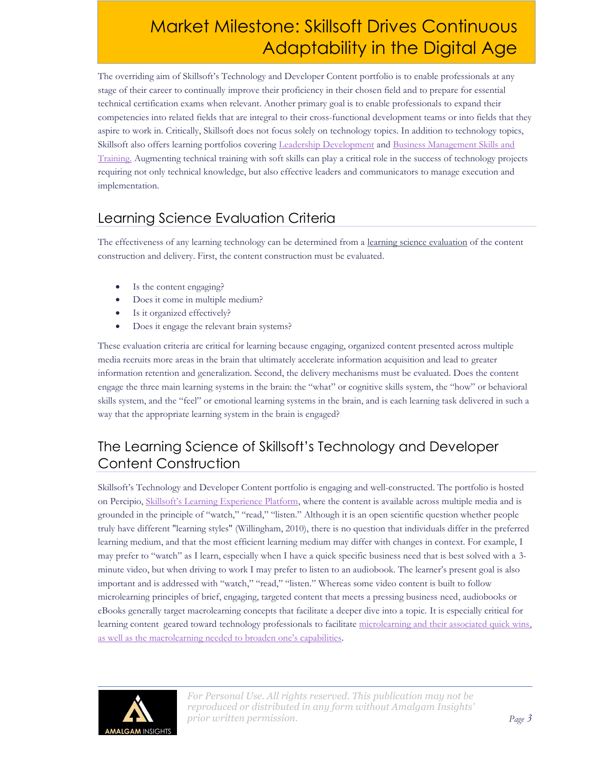# Market Milestone: Skillsoft Drives Continuous Adaptability in the Digital Age

The overriding aim of Skillsoft's Technology and Developer Content portfolio is to enable professionals at any stage of their career to continually improve their proficiency in their chosen field and to prepare for essential technical certification exams when relevant. Another primary goal is to enable professionals to expand their competencies into related fields that are integral to their cross-functional development teams or into fields that they aspire to work in. Critically, Skillsoft does not focus solely on technology topics. In addition to technology topics, Skillsoft also offers learning portfolios covering Leadership Development and Business Management Skills and Training. Augmenting technical training with soft skills can play a critical role in the success of technology projects requiring not only technical knowledge, but also effective leaders and communicators to manage execution and implementation.

## Learning Science Evaluation Criteria

The effectiveness of any learning technology can be determined from a learning science evaluation of the content construction and delivery. First, the content construction must be evaluated.

- Is the content engaging?
- Does it come in multiple medium?
- Is it organized effectively?
- Does it engage the relevant brain systems?

These evaluation criteria are critical for learning because engaging, organized content presented across multiple media recruits more areas in the brain that ultimately accelerate information acquisition and lead to greater information retention and generalization. Second, the delivery mechanisms must be evaluated. Does the content engage the three main learning systems in the brain: the "what" or cognitive skills system, the "how" or behavioral skills system, and the "feel" or emotional learning systems in the brain, and is each learning task delivered in such a way that the appropriate learning system in the brain is engaged?

## The Learning Science of Skillsoft's Technology and Developer Content Construction

Skillsoft's Technology and Developer Content portfolio is engaging and well-constructed. The portfolio is hosted on Percipio, Skillsoft's Learning Experience Platform, where the content is available across multiple media and is grounded in the principle of "watch," "read," "listen." Although it is an open scientific question whether people truly have different "learning styles" (Willingham, 2010), there is no question that individuals differ in the preferred learning medium, and that the most efficient learning medium may differ with changes in context. For example, I may prefer to "watch" as I learn, especially when I have a quick specific business need that is best solved with a 3-minute video, but when driving to work I may prefer to listen to an audiobook. The learner's present goal is also important and is addressed with "watch," "read," "listen." Whereas some video content is built to follow microlearning principles of brief, engaging, targeted content that meets a pressing business need, audiobooks or eBooks generally target macrolearning concepts that facilitate a deeper dive into a topic. It is especially critical for learning content geared toward technology professionals to facilitate microlearning and their associated quick wins, as well as the macrolearning needed to broaden one's capabilities.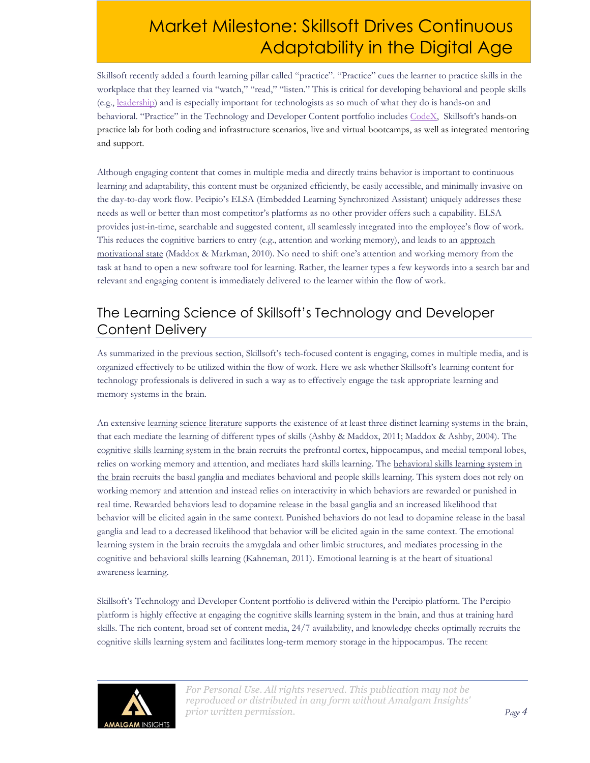Skillsoft recently added a fourth learning pillar called "practice". "Practice" cues the learner to practice skills in the workplace that they learned via "watch," "read," "listen." This is critical for developing behavioral and people skills (e.g., leadership) and is especially important for technologists as so much of what they do is hands-on and behavioral. "Practice" in the Technology and Developer Content portfolio includes CodeX, Skillsoft's hands-on practice lab for both coding and infrastructure scenarios, live and virtual bootcamps, as well as integrated mentoring and support.

Although engaging content that comes in multiple media and directly trains behavior is important to continuous learning and adaptability, this content must be organized efficiently, be easily accessible, and minimally invasive on the day-to-day work flow. Pecipio's ELSA (Embedded Learning Synchronized Assistant) uniquely addresses these needs as well or better than most competitor's platforms as no other provider offers such a capability. ELSA provides just-in-time, searchable and suggested content, all seamlessly integrated into the employee's flow of work. This reduces the cognitive barriers to entry (e.g., attention and working memory), and leads to an approach motivational state (Maddox & Markman, 2010). No need to shift one's attention and working memory from the task at hand to open a new software tool for learning. Rather, the learner types a few keywords into a search bar and relevant and engaging content is immediately delivered to the learner within the flow of work.

## The Learning Science of Skillsoft's Technology and Developer Content Delivery

As summarized in the previous section, Skillsoft's tech-focused content is engaging, comes in multiple media, and is organized effectively to be utilized within the flow of work. Here we ask whether Skillsoft's learning content for technology professionals is delivered in such a way as to effectively engage the task appropriate learning and memory systems in the brain.

An extensive learning science literature supports the existence of at least three distinct learning systems in the brain, that each mediate the learning of different types of skills (Ashby & Maddox, 2011; Maddox & Ashby, 2004). The cognitive skills learning system in the brain recruits the prefrontal cortex, hippocampus, and medial temporal lobes, relies on working memory and attention, and mediates hard skills learning. The behavioral skills learning system in the brain recruits the basal ganglia and mediates behavioral and people skills learning. This system does not rely on working memory and attention and instead relies on interactivity in which behaviors are rewarded or punished in real time. Rewarded behaviors lead to dopamine release in the basal ganglia and an increased likelihood that behavior will be elicited again in the same context. Punished behaviors do not lead to dopamine release in the basal ganglia and lead to a decreased likelihood that behavior will be elicited again in the same context. The emotional learning system in the brain recruits the amygdala and other limbic structures, and mediates processing in the cognitive and behavioral skills learning (Kahneman, 2011). Emotional learning is at the heart of situational awareness learning.

Skillsoft's Technology and Developer Content portfolio is delivered within the Percipio platform. The Percipio platform is highly effective at engaging the cognitive skills learning system in the brain, and thus at training hard skills. The rich content, broad set of content media, 24/7 availability, and knowledge checks optimally recruits the cognitive skills learning system and facilitates long-term memory storage in the hippocampus. The recent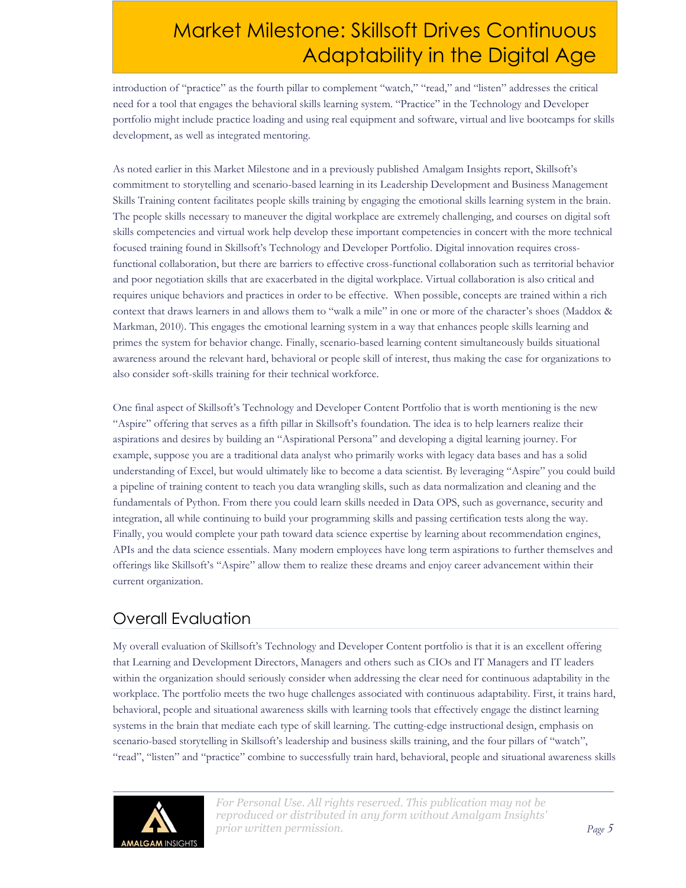introduction of "practice" as the fourth pillar to complement "watch," "read," and "listen" addresses the critical need for a tool that engages the behavioral skills learning system. "Practice" in the Technology and Developer portfolio might include practice loading and using real equipment and software, virtual and live bootcamps for skills development, as well as integrated mentoring.

As noted earlier in this Market Milestone and in a previously published Amalgam Insights report, Skillsoft's commitment to storytelling and scenario-based learning in its Leadership Development and Business Management Skills Training content facilitates people skills training by engaging the emotional skills learning system in the brain. The people skills necessary to maneuver the digital workplace are extremely challenging, and courses on digital soft skills competencies and virtual work help develop these important competencies in concert with the more technical focused training found in Skillsoft's Technology and Developer Portfolio. Digital innovation requires cross-functional collaboration, but there are barriers to effective cross-functional collaboration such as territorial behavior and poor negotiation skills that are exacerbated in the digital workplace. Virtual collaboration is also critical and requires unique behaviors and practices in order to be effective. When possible, concepts are trained within a rich context that draws learners in and allows them to "walk a mile" in one or more of the character's shoes (Maddox & Markman, 2010). This engages the emotional learning system in a way that enhances people skills learning and primes the system for behavior change. Finally, scenario-based learning content simultaneously builds situational awareness around the relevant hard, behavioral or people skill of interest, thus making the case for organizations to also consider soft-skills training for their technical workforce.

One final aspect of Skillsoft's Technology and Developer Content Portfolio that is worth mentioning is the new "Aspire" offering that serves as a fifth pillar in Skillsoft's foundation. The idea is to help learners realize their aspirations and desires by building an "Aspirational Persona" and developing a digital learning journey. For example, suppose you are a traditional data analyst who primarily works with legacy data bases and has a solid understanding of Excel, but would ultimately like to become a data scientist. By leveraging "Aspire" you could build a pipeline of training content to teach you data wrangling skills, such as data normalization and cleaning and the fundamentals of Python. From there you could learn skills needed in Data OPS, such as governance, security and integration, all while continuing to build your programming skills and passing certification tests along the way. Finally, you would complete your path toward data science expertise by learning about recommendation engines, APIs and the data science essentials. Many modern employees have long term aspirations to further themselves and offerings like Skillsoft's "Aspire" allow them to realize these dreams and enjoy career advancement within their current organization.

## Overall Evaluation

My overall evaluation of Skillsoft's Technology and Developer Content portfolio is that it is an excellent offering that Learning and Development Directors, Managers and others such as CIOs and IT Managers and IT leaders within the organization should seriously consider when addressing the clear need for continuous adaptability in the workplace. The portfolio meets the two huge challenges associated with continuous adaptability. First, it trains hard, behavioral, people and situational awareness skills with learning tools that effectively engage the distinct learning systems in the brain that mediate each type of skill learning. The cutting-edge instructional design, emphasis on scenario-based storytelling in Skillsoft's leadership and business skills training, and the four pillars of "watch", "read", "listen" and "practice" combine to successfully train hard, behavioral, people and situational awareness skills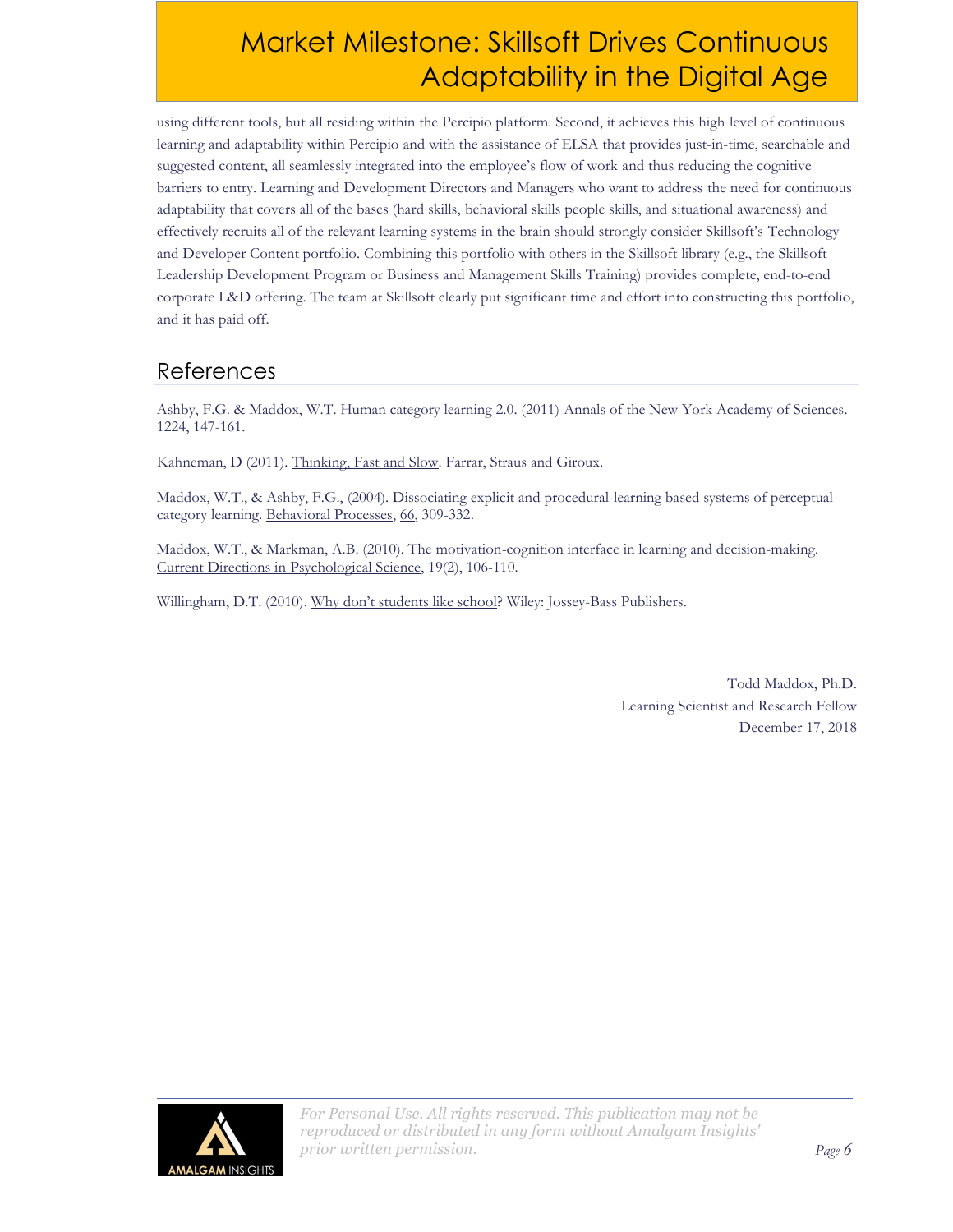using different tools, but all residing within the Percipio platform. Second, it achieves this high level of continuous learning and adaptability within Percipio and with the assistance of ELSA that provides just-in-time, searchable and suggested content, all seamlessly integrated into the employee's flow of work and thus reducing the cognitive barriers to entry. Learning and Development Directors and Managers who want to address the need for continuous adaptability that covers all of the bases (hard skills, behavioral skills people skills, and situational awareness) and effectively recruits all of the relevant learning systems in the brain should strongly consider Skillsoft's Technology and Developer Content portfolio. Combining this portfolio with others in the Skillsoft library (e.g., the Skillsoft Leadership Development Program or Business and Management Skills Training) provides complete, end-to-end corporate L&D offering. The team at Skillsoft clearly put significant time and effort into constructing this portfolio, and it has paid off.

## References

Ashby, F.G. & Maddox, W.T. Human category learning 2.0. (2011) Annals of the New York Academy of Sciences. 1224, 147-161.

Kahneman, D (2011). Thinking, Fast and Slow. Farrar, Straus and Giroux.

Maddox, W.T., & Ashby, F.G., (2004). Dissociating explicit and procedural-learning based systems of perceptual category learning. Behavioral Processes, 66, 309-332.

Maddox, W.T., & Markman, A.B. (2010). The motivation-cognition interface in learning and decision-making. Current Directions in Psychological Science, 19(2), 106-110.

Willingham, D.T. (2010). Why don't students like school? Wiley: Jossey-Bass Publishers.

Todd Maddox, Ph.D.
Learning Scientist and Research Fellow
December 17, 2018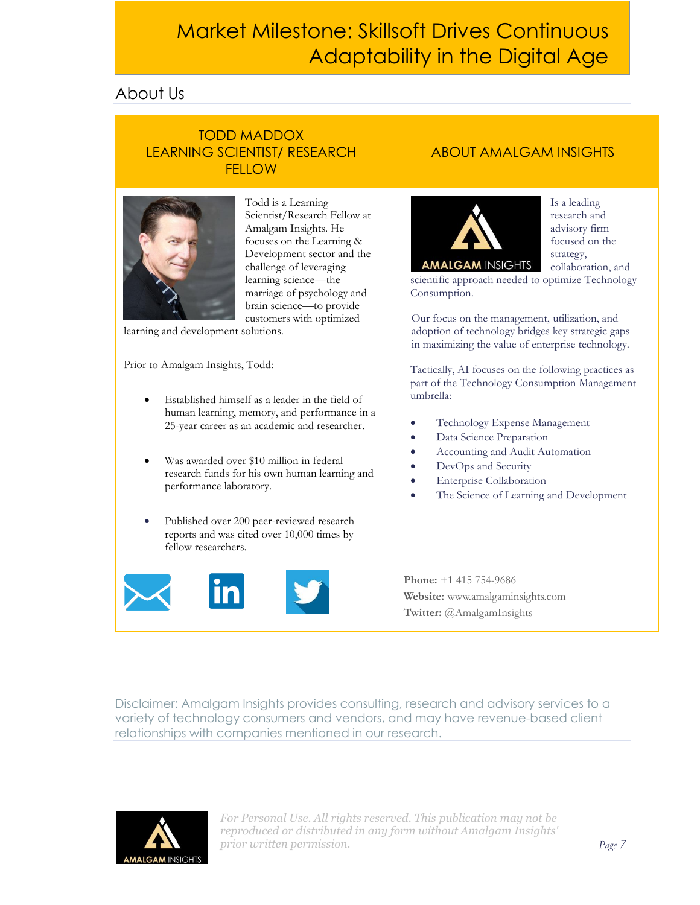# Market Milestone: Skillsoft Drives Continuous Adaptability in the Digital Age

## About Us

### TODD MADDOX LEARNING SCIENTIST/ RESEARCH FELLOW

Todd is a Learning Scientist/Research Fellow at Amalgam Insights. He focuses on the Learning & Development sector and the challenge of leveraging learning science—the marriage of psychology and brain science—to provide customers with optimized learning and development solutions.

Prior to Amalgam Insights, Todd:

- Established himself as a leader in the field of human learning, memory, and performance in a 25-year career as an academic and researcher.
- Was awarded over $10 million in federal research funds for his own human learning and performance laboratory.
- Published over 200 peer-reviewed research reports and was cited over 10,000 times by fellow researchers.

### ABOUT AMALGAM INSIGHTS

Is a leading research and advisory firm focused on the strategy, collaboration, and scientific approach needed to optimize Technology Consumption.

Our focus on the management, utilization, and adoption of technology bridges key strategic gaps in maximizing the value of enterprise technology.

Tactically, AI focuses on the following practices as part of the Technology Consumption Management umbrella:

- Technology Expense Management
- Data Science Preparation
- Accounting and Audit Automation
- DevOps and Security
- Enterprise Collaboration
- The Science of Learning and Development

**Phone:** +1 415 754-9686
**Website:** www.amalgaminsights.com
**Twitter:** @AmalgamInsights

Disclaimer: Amalgam Insights provides consulting, research and advisory services to a variety of technology consumers and vendors, and may have revenue-based client relationships with companies mentioned in our research.

*For Personal Use. All rights reserved. This publication may not be reproduced or distributed in any form without Amalgam Insights' prior written permission.*